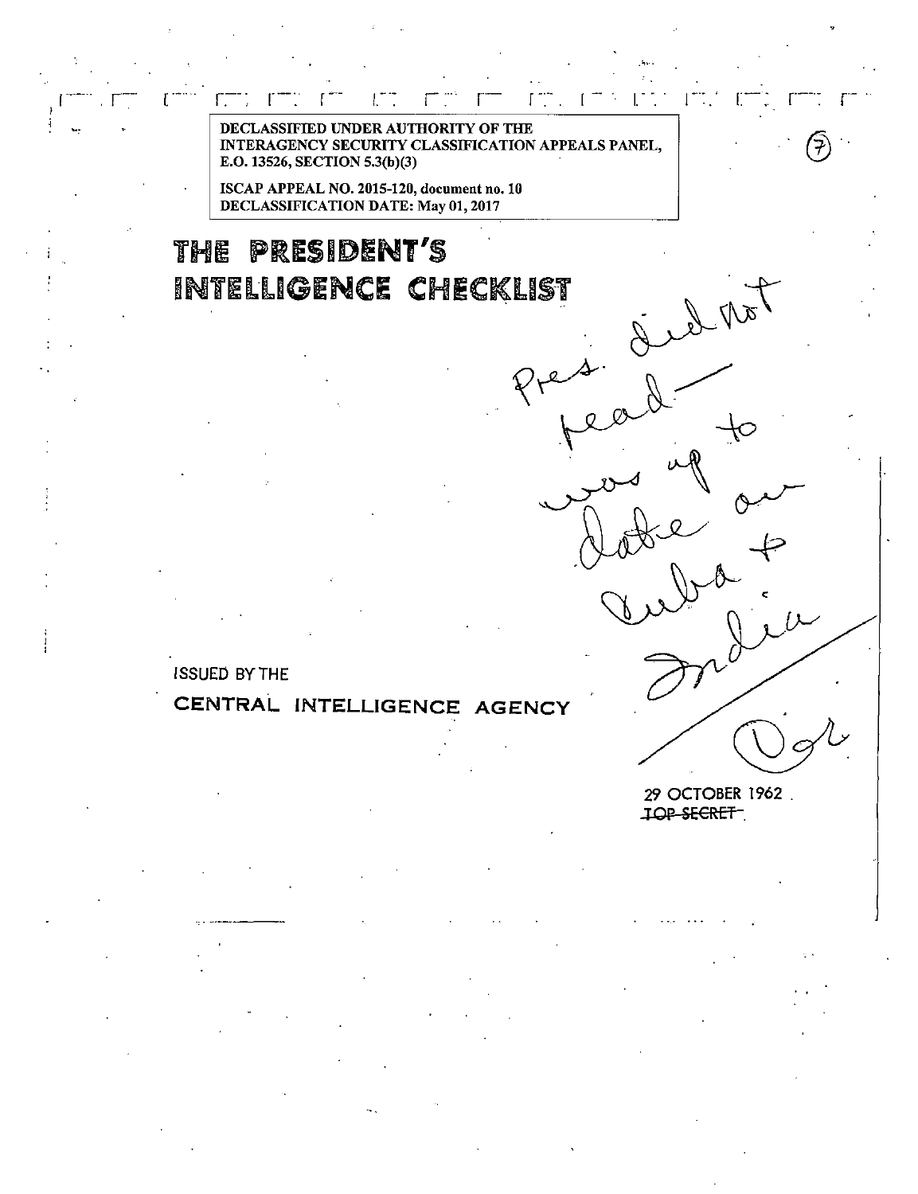DECLASSIFIED UNDER AUTHORITY OF THE INTERAGENCY SECURITY CLASSIFICATION APPEALS PANEL, E.O. 13526, SECTION 5.3(b)(3)

ISCAP APPEAL NO. 2015-120, document no. 10
DECLASSIFICATION DATE: May 01, 2017

(7)

# THE PRESIDENT'S INTELLIGENCE CHECKLIST

Pres. did not read — was up to date on Cuba + India

Bgl

ISSUED BY THE

**CENTRAL INTELLIGENCE AGENCY**

29 OCTOBER 1962

~~TOP SECRET~~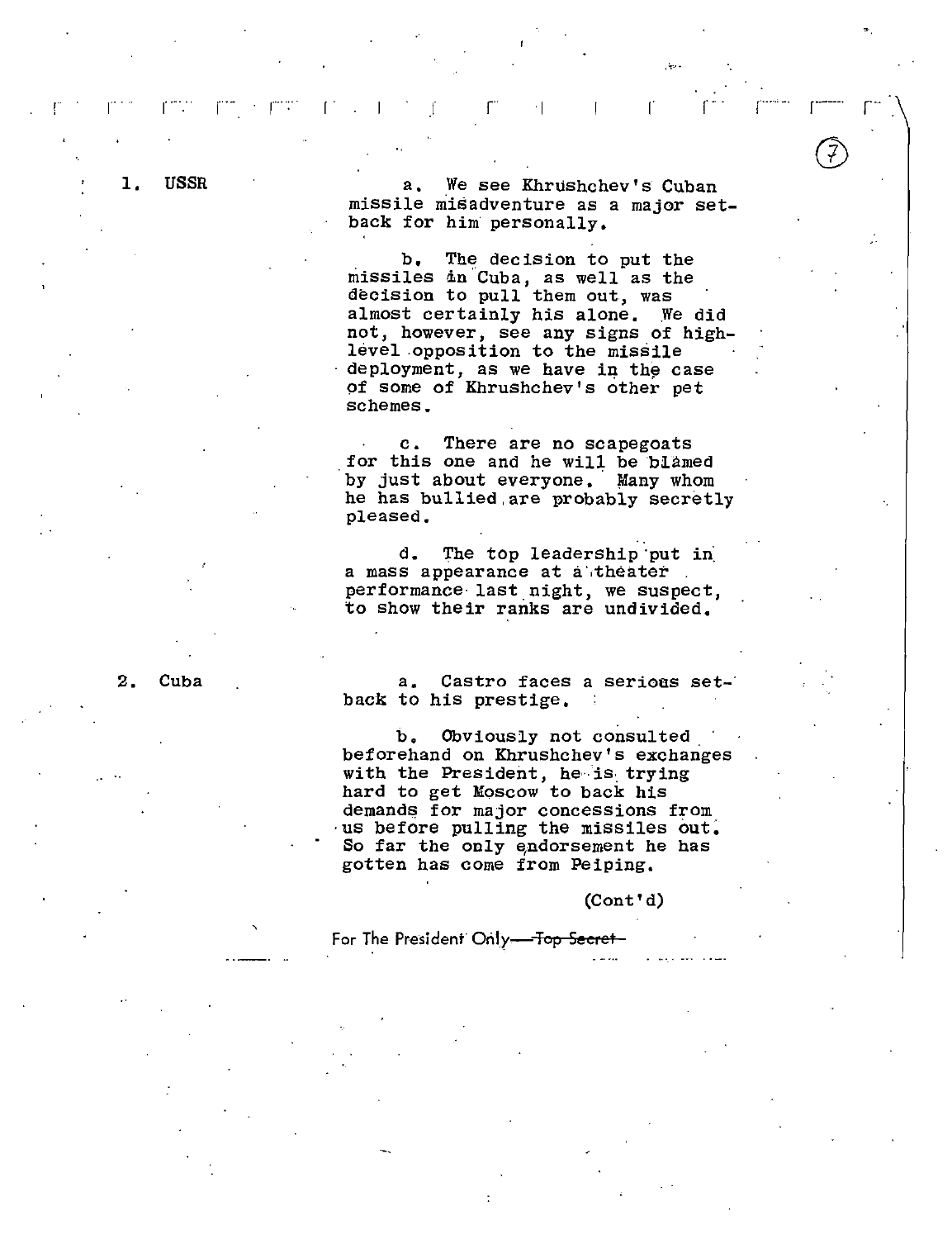**1. USSR**

a. We see Khrushchev's Cuban missile misadventure as a major setback for him personally.

b. The decision to put the missiles in Cuba, as well as the decision to pull them out, was almost certainly his alone. We did not, however, see any signs of high-level opposition to the missile deployment, as we have in the case of some of Khrushchev's other pet schemes.

c. There are no scapegoats for this one and he will be blamed by just about everyone. Many whom he has bullied are probably secretly pleased.

d. The top leadership put in a mass appearance at a theater performance last night, we suspect, to show their ranks are undivided.

**2. Cuba**

a. Castro faces a serious setback to his prestige.

b. Obviously not consulted beforehand on Khrushchev's exchanges with the President, he is trying hard to get Moscow to back his demands for major concessions from us before pulling the missiles out. So far the only endorsement he has gotten has come from Peiping.

(Cont'd)

For The President Only ~~Top Secret~~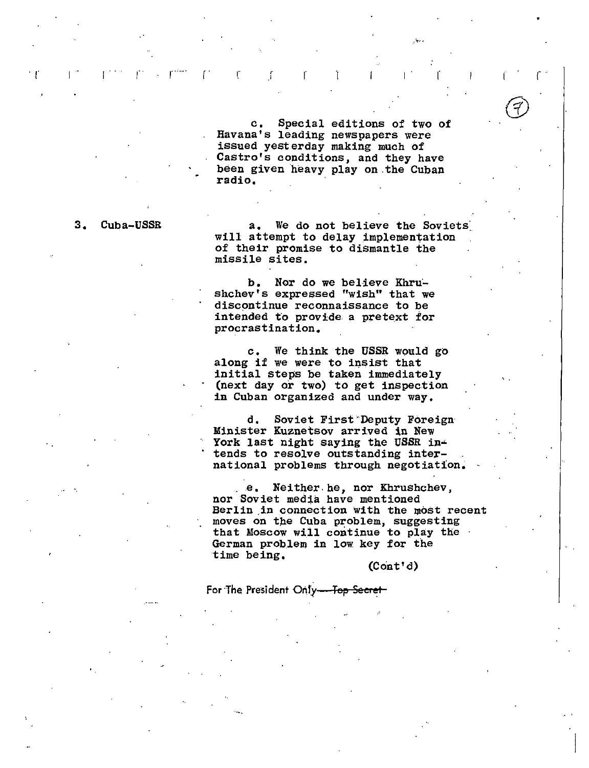c. Special editions of two of Havana's leading newspapers were issued yesterday making much of Castro's conditions, and they have been given heavy play on the Cuban radio.

3. Cuba-USSR

a. We do not believe the Soviets will attempt to delay implementation of their promise to dismantle the missile sites.

b. Nor do we believe Khrushchev's expressed "wish" that we discontinue reconnaissance to be intended to provide a pretext for procrastination.

c. We think the USSR would go along if we were to insist that initial steps be taken immediately (next day or two) to get inspection in Cuban organized and under way.

d. Soviet First Deputy Foreign Minister Kuznetsov arrived in New York last night saying the USSR intends to resolve outstanding international problems through negotiation.

e. Neither he, nor Khrushchev, nor Soviet media have mentioned Berlin in connection with the most recent moves on the Cuba problem, suggesting that Moscow will continue to play the German problem in low key for the time being.

(Cont'd)

For The President Only ~~Top Secret~~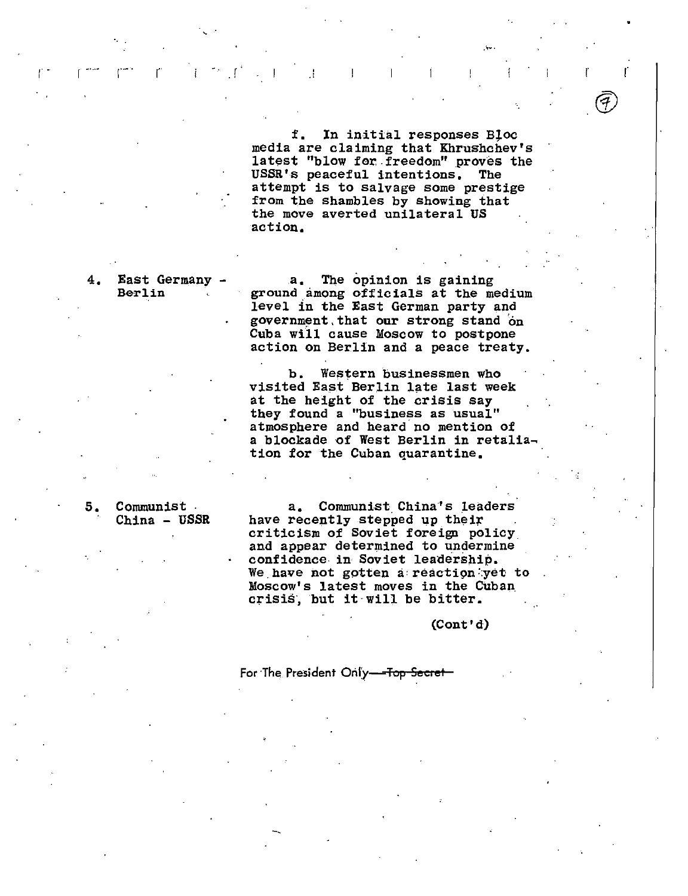f. In initial responses Bloc media are claiming that Khrushchev's latest "blow for freedom" proves the USSR's peaceful intentions. The attempt is to salvage some prestige from the shambles by showing that the move averted unilateral US action.

4. **East Germany - Berlin**

a. The opinion is gaining ground among officials at the medium level in the East German party and government that our strong stand on Cuba will cause Moscow to postpone action on Berlin and a peace treaty.

b. Western businessmen who visited East Berlin late last week at the height of the crisis say they found a "business as usual" atmosphere and heard no mention of a blockade of West Berlin in retaliation for the Cuban quarantine.

5. **Communist China - USSR**

a. Communist China's leaders have recently stepped up their criticism of Soviet foreign policy and appear determined to undermine confidence in Soviet leadership. We have not gotten a reaction yet to Moscow's latest moves in the Cuban crisis, but it will be bitter.

(Cont'd)

For The President Only ~~Top Secret~~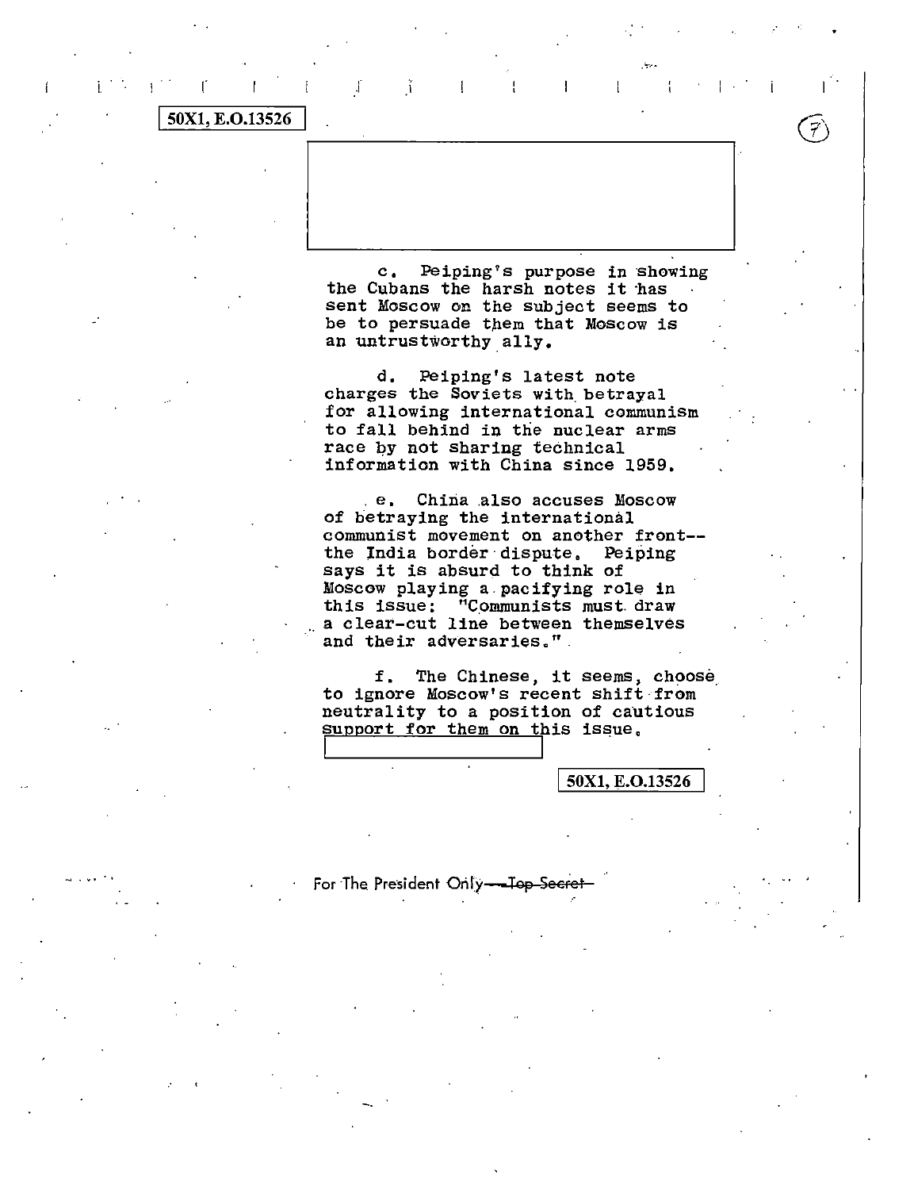50X1, E.O.13526

c. Peiping's purpose in showing the Cubans the harsh notes it has sent Moscow on the subject seems to be to persuade them that Moscow is an untrustworthy ally.

d. Peiping's latest note charges the Soviets with betrayal for allowing international communism to fall behind in the nuclear arms race by not sharing technical information with China since 1959.

e. China also accuses Moscow of betraying the international communist movement on another front--the India border dispute. Peiping says it is absurd to think of Moscow playing a pacifying role in this issue: "Communists must draw a clear-cut line between themselves and their adversaries."

f. The Chinese, it seems, choose to ignore Moscow's recent shift from neutrality to a position of cautious support for them on this issue.

50X1, E.O.13526

For The President Only ~~Top Secret~~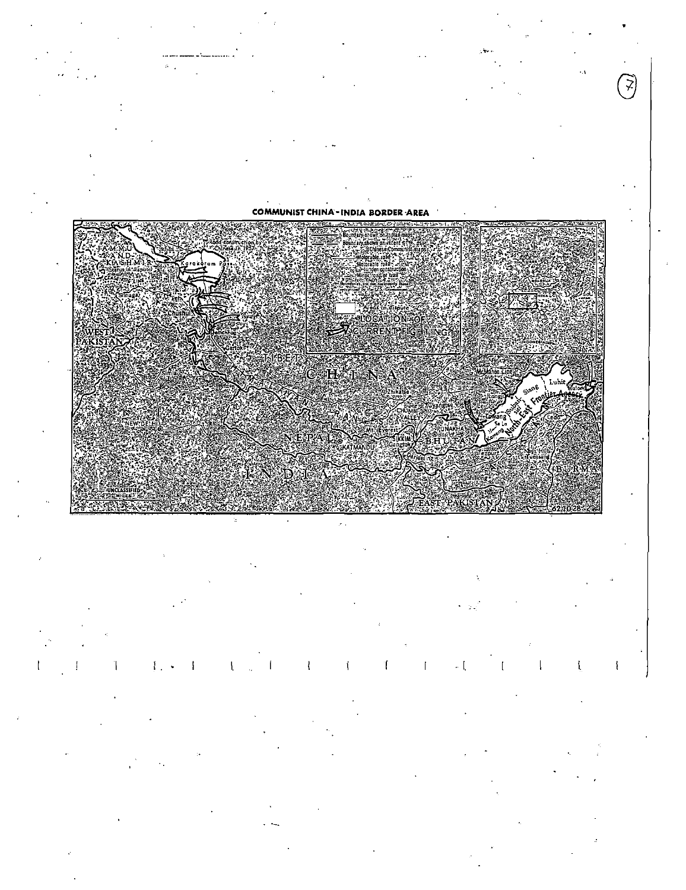COMMUNIST CHINA - INDIA BORDER AREA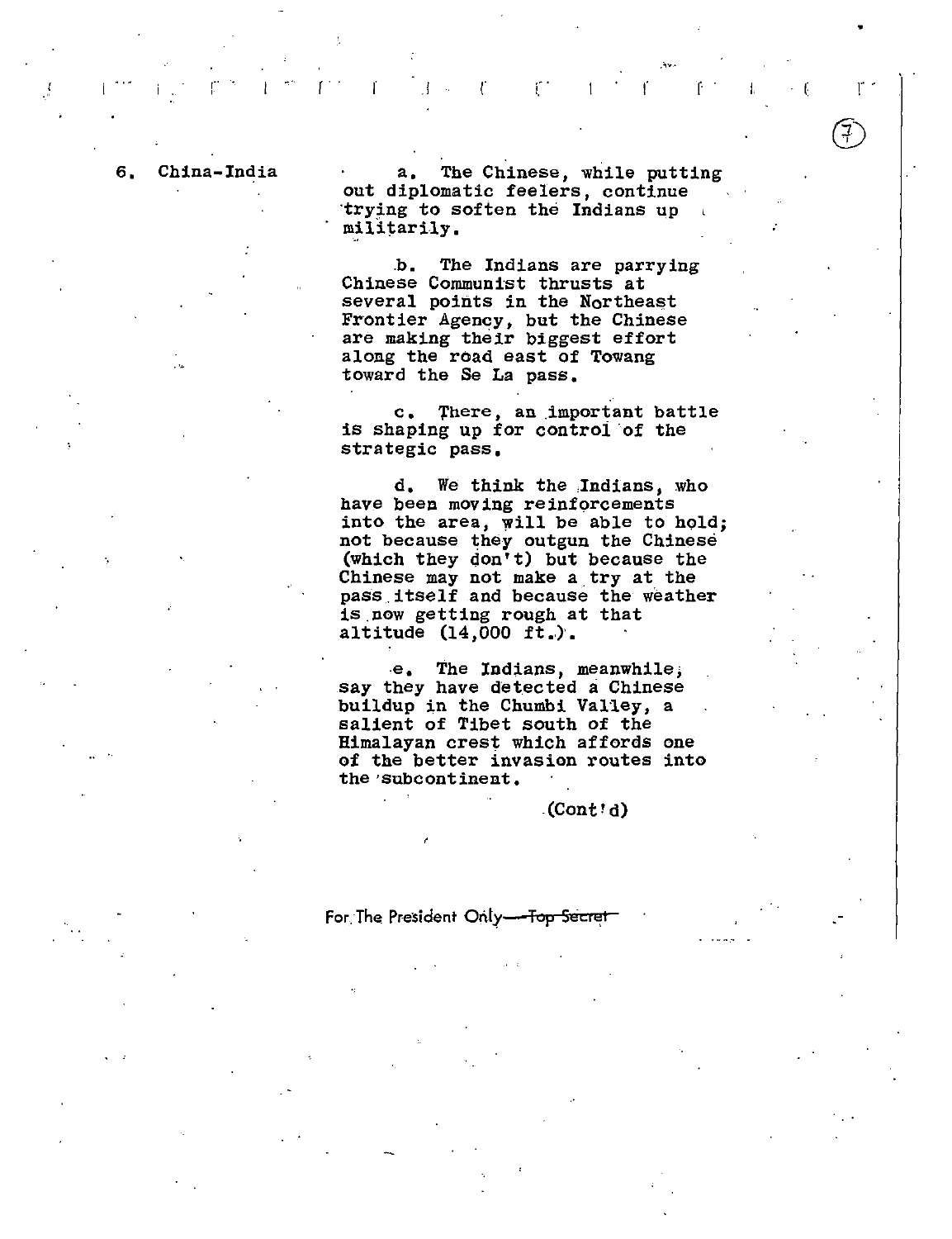6. China-India

a. The Chinese, while putting out diplomatic feelers, continue trying to soften the Indians up militarily.

b. The Indians are parrying Chinese Communist thrusts at several points in the Northeast Frontier Agency, but the Chinese are making their biggest effort along the road east of Towang toward the Se La pass.

c. There, an important battle is shaping up for control of the strategic pass.

d. We think the Indians, who have been moving reinforcements into the area, will be able to hold; not because they outgun the Chinese (which they don't) but because the Chinese may not make a try at the pass itself and because the weather is now getting rough at that altitude (14,000 ft.).

e. The Indians, meanwhile, say they have detected a Chinese buildup in the Chumbi Valley, a salient of Tibet south of the Himalayan crest which affords one of the better invasion routes into the subcontinent.

(Cont'd)

For The President Only—~~Top Secret~~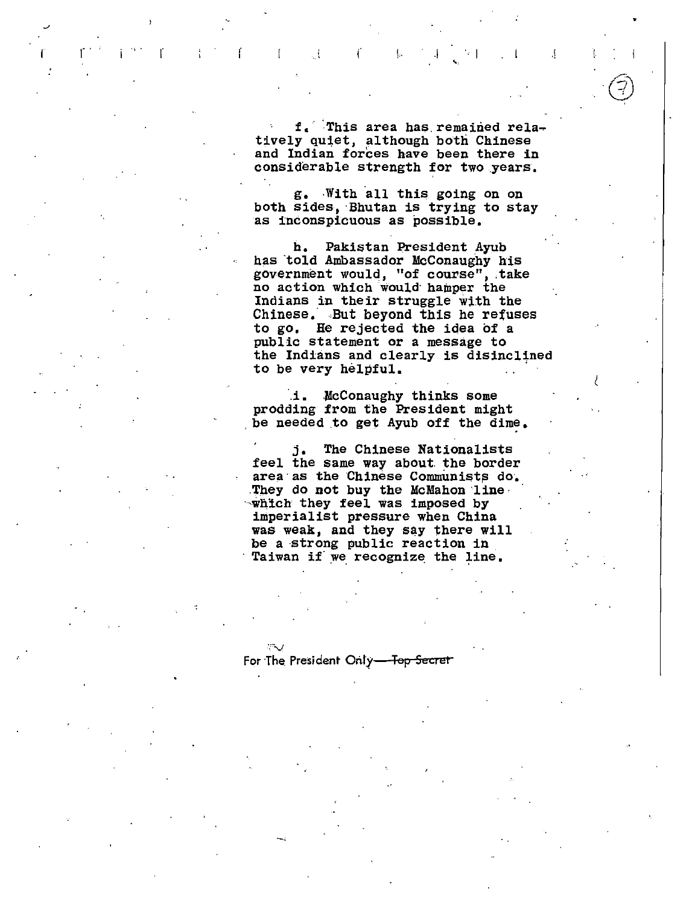f. This area has remained relatively quiet, although both Chinese and Indian forces have been there in considerable strength for two years.

g. With all this going on on both sides, Bhutan is trying to stay as inconspicuous as possible.

h. Pakistan President Ayub has told Ambassador McConaughy his government would, "of course", take no action which would hamper the Indians in their struggle with the Chinese. But beyond this he refuses to go. He rejected the idea of a public statement or a message to the Indians and clearly is disinclined to be very helpful.

i. McConaughy thinks some prodding from the President might be needed to get Ayub off the dime.

j. The Chinese Nationalists feel the same way about the border area as the Chinese Communists do. They do not buy the McMahon line which they feel was imposed by imperialist pressure when China was weak, and they say there will be a strong public reaction in Taiwan if we recognize the line.

For The President Only—~~Top Secret~~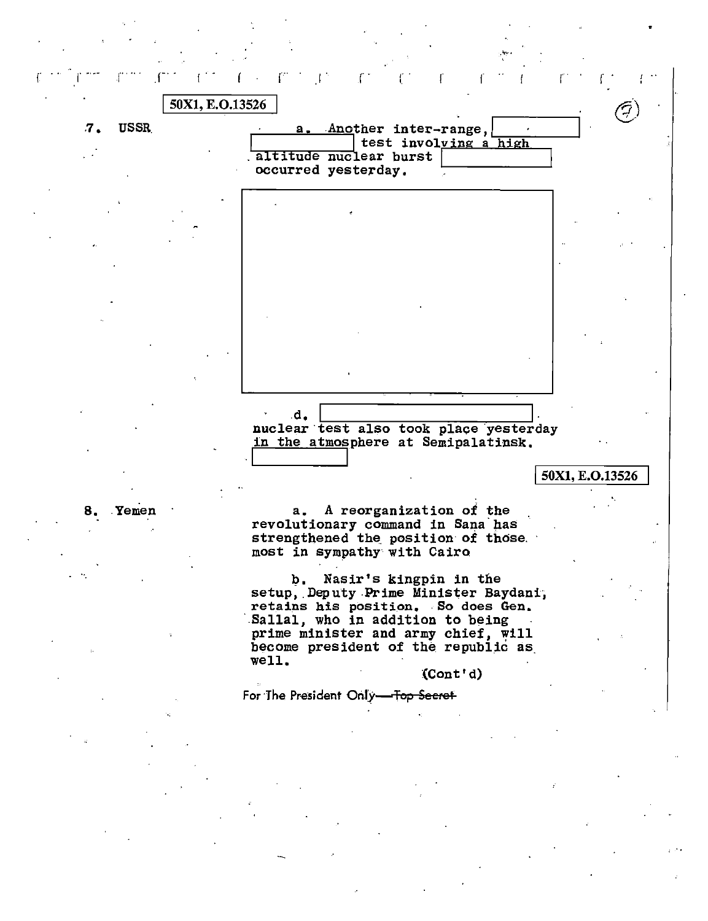50X1, E.O.13526

7. USSR

a. Another inter-range, [redacted] test involving a high altitude nuclear burst [redacted] occurred yesterday.

[redacted]

d. [redacted] nuclear test also took place yesterday in the atmosphere at Semipalatinsk. [redacted]

50X1, E.O.13526

8. Yemen

a. A reorganization of the revolutionary command in Sana has strengthened the position of those most in sympathy with Cairo

b. Nasir's kingpin in the setup, Deputy Prime Minister Baydani, retains his position. So does Gen. Sallal, who in addition to being prime minister and army chief, will become president of the republic as well.

(Cont'd)

For The President Only ~~Top Secret~~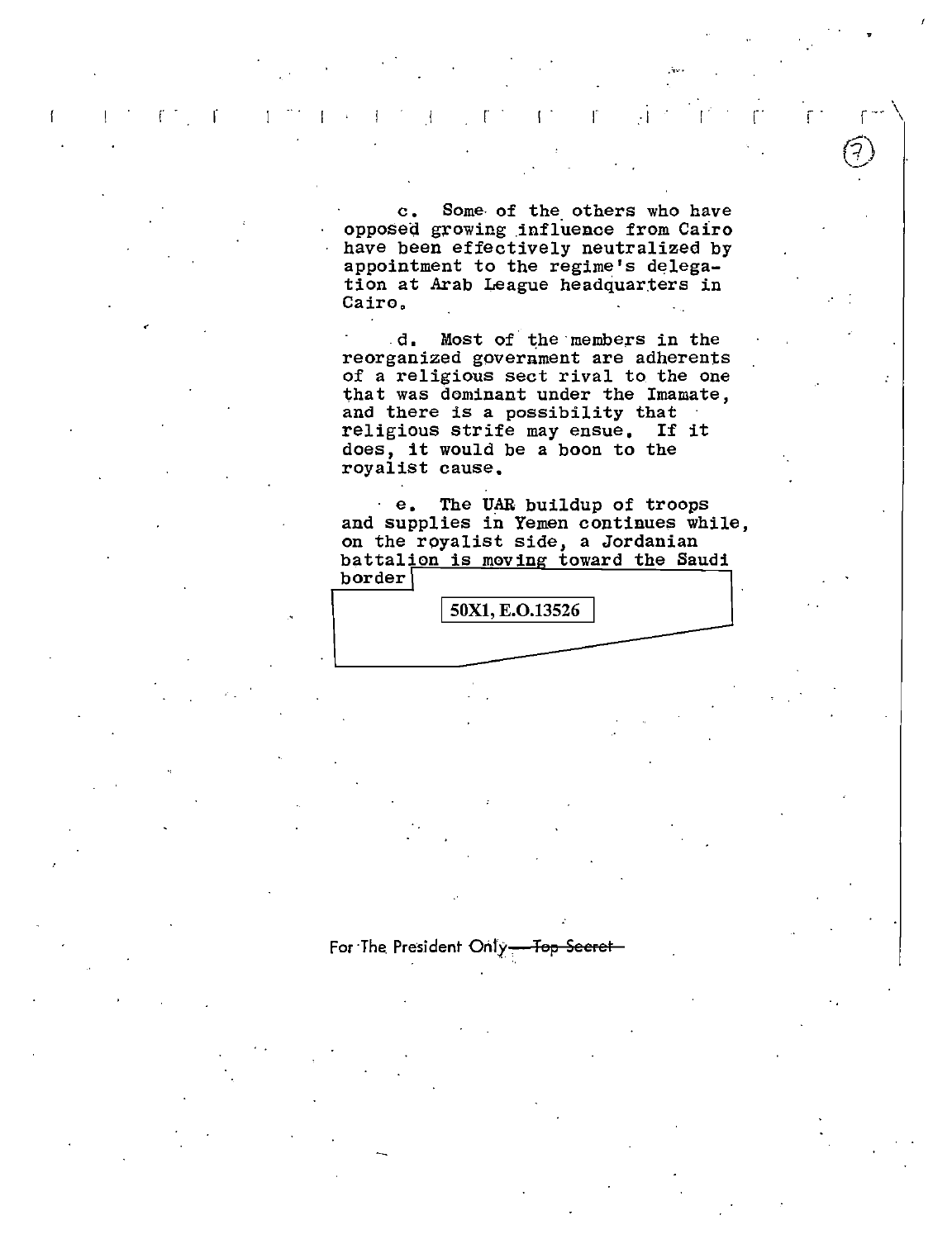c. Some of the others who have opposed growing influence from Cairo have been effectively neutralized by appointment to the regime's delegation at Arab League headquarters in Cairo.

d. Most of the members in the reorganized government are adherents of a religious sect rival to the one that was dominant under the Imamate, and there is a possibility that religious strife may ensue. If it does, it would be a boon to the royalist cause.

e. The UAR buildup of troops and supplies in Yemen continues while, on the royalist side, a Jordanian battalion is moving toward the Saudi border

50X1, E.O.13526

For The President Only ~~Top Secret~~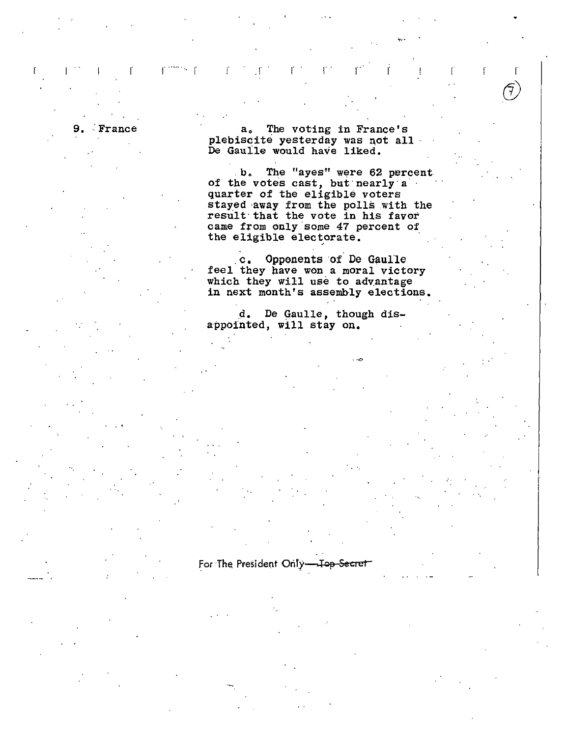9. France

a. The voting in France's plebiscite yesterday was not all De Gaulle would have liked.

b. The "ayes" were 62 percent of the votes cast, but nearly a quarter of the eligible voters stayed away from the polls with the result that the vote in his favor came from only some 47 percent of the eligible electorate.

c. Opponents of De Gaulle feel they have won a moral victory which they will use to advantage in next month's assembly elections.

d. De Gaulle, though disappointed, will stay on.

For The President Only—~~Top Secret~~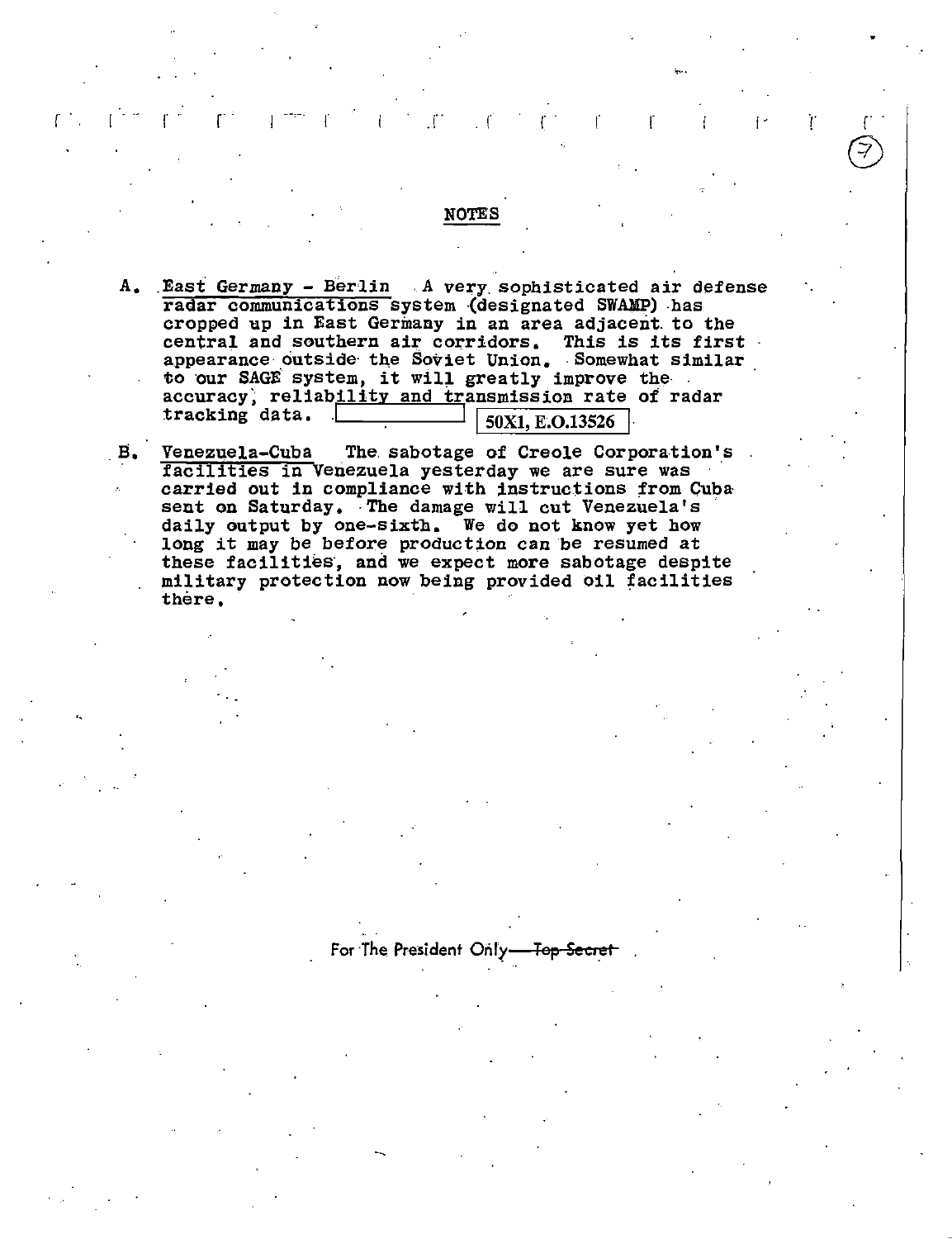## NOTES

A. East Germany - Berlin A very sophisticated air defense radar communications system (designated SWAMP) has cropped up in East Germany in an area adjacent to the central and southern air corridors. This is its first appearance outside the Soviet Union. Somewhat similar to our SAGE system, it will greatly improve the accuracy, reliability and transmission rate of radar tracking data. [ ] 50X1, E.O.13526

B. Venezuela-Cuba The sabotage of Creole Corporation's facilities in Venezuela yesterday we are sure was carried out in compliance with instructions from Cuba sent on Saturday. The damage will cut Venezuela's daily output by one-sixth. We do not know yet how long it may be before production can be resumed at these facilities, and we expect more sabotage despite military protection now being provided oil facilities there.

For The President Only—~~Top Secret~~